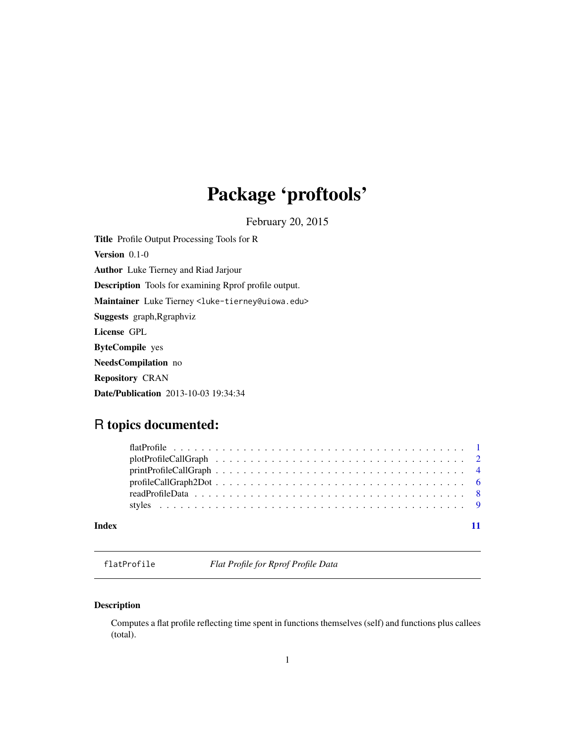# Package 'proftools'

February 20, 2015

**Title** Profile Output Processing Tools for R

**Version** 0.1-0

**Author** Luke Tierney and Riad Jarjour

**Description** Tools for examining Rprof profile output.

**Maintainer** Luke Tierney <luke-tierney@uiowa.edu>

**Suggests** graph,Rgraphviz

**License** GPL

**ByteCompile** yes

**NeedsCompilation** no

**Repository** CRAN

**Date/Publication** 2013-10-03 19:34:34

## R topics documented:

flatProfile . . . . . . . . . . . . . . . . . . . . . . . . . . . . . . . . . . . . . . . . 1
plotProfileCallGraph . . . . . . . . . . . . . . . . . . . . . . . . . . . . . . . . . . . 2
printProfileCallGraph . . . . . . . . . . . . . . . . . . . . . . . . . . . . . . . . . . 4
profileCallGraph2Dot . . . . . . . . . . . . . . . . . . . . . . . . . . . . . . . . . . 6
readProfileData . . . . . . . . . . . . . . . . . . . . . . . . . . . . . . . . . . . . . 8
styles . . . . . . . . . . . . . . . . . . . . . . . . . . . . . . . . . . . . . . . . . . 9

**Index** **11**

---

`flatProfile` *Flat Profile for Rprof Profile Data*

---

### Description

Computes a flat profile reflecting time spent in functions themselves (self) and functions plus callees (total).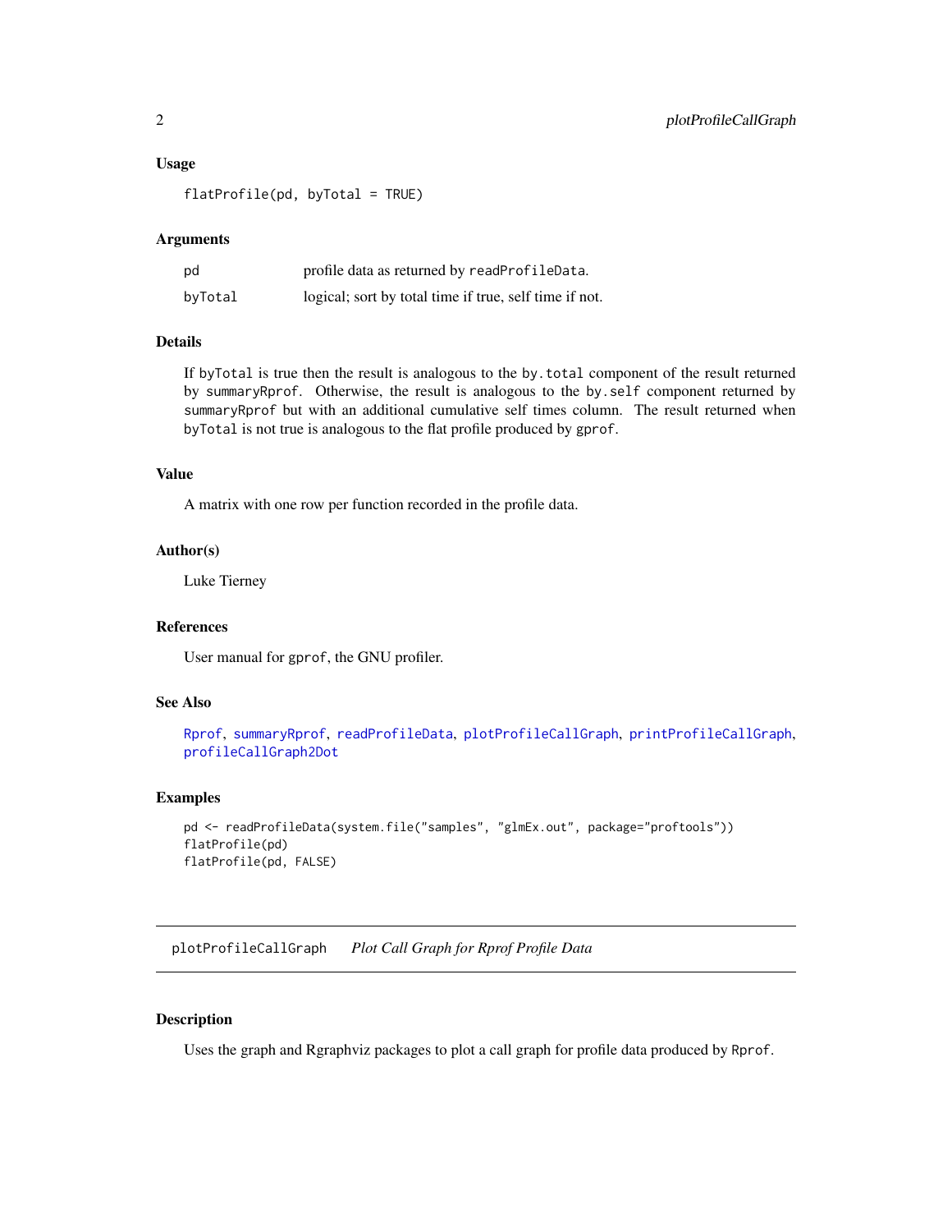### Usage

```
flatProfile(pd, byTotal = TRUE)
```

### Arguments

| | |
|---|---|
| pd | profile data as returned by `readProfileData`. |
| byTotal | logical; sort by total time if true, self time if not. |

### Details

If `byTotal` is true then the result is analogous to the `by.total` component of the result returned by `summaryRprof`. Otherwise, the result is analogous to the `by.self` component returned by `summaryRprof` but with an additional cumulative self times column. The result returned when `byTotal` is not true is analogous to the flat profile produced by `gprof`.

### Value

A matrix with one row per function recorded in the profile data.

### Author(s)

Luke Tierney

### References

User manual for `gprof`, the GNU profiler.

### See Also

`Rprof`, `summaryRprof`, `readProfileData`, `plotProfileCallGraph`, `printProfileCallGraph`, `profileCallGraph2Dot`

### Examples

```
pd <- readProfileData(system.file("samples", "glmEx.out", package="proftools"))
flatProfile(pd)
flatProfile(pd, FALSE)
```

---

## plotProfileCallGraph *Plot Call Graph for Rprof Profile Data*

---

### Description

Uses the graph and Rgraphviz packages to plot a call graph for profile data produced by `Rprof`.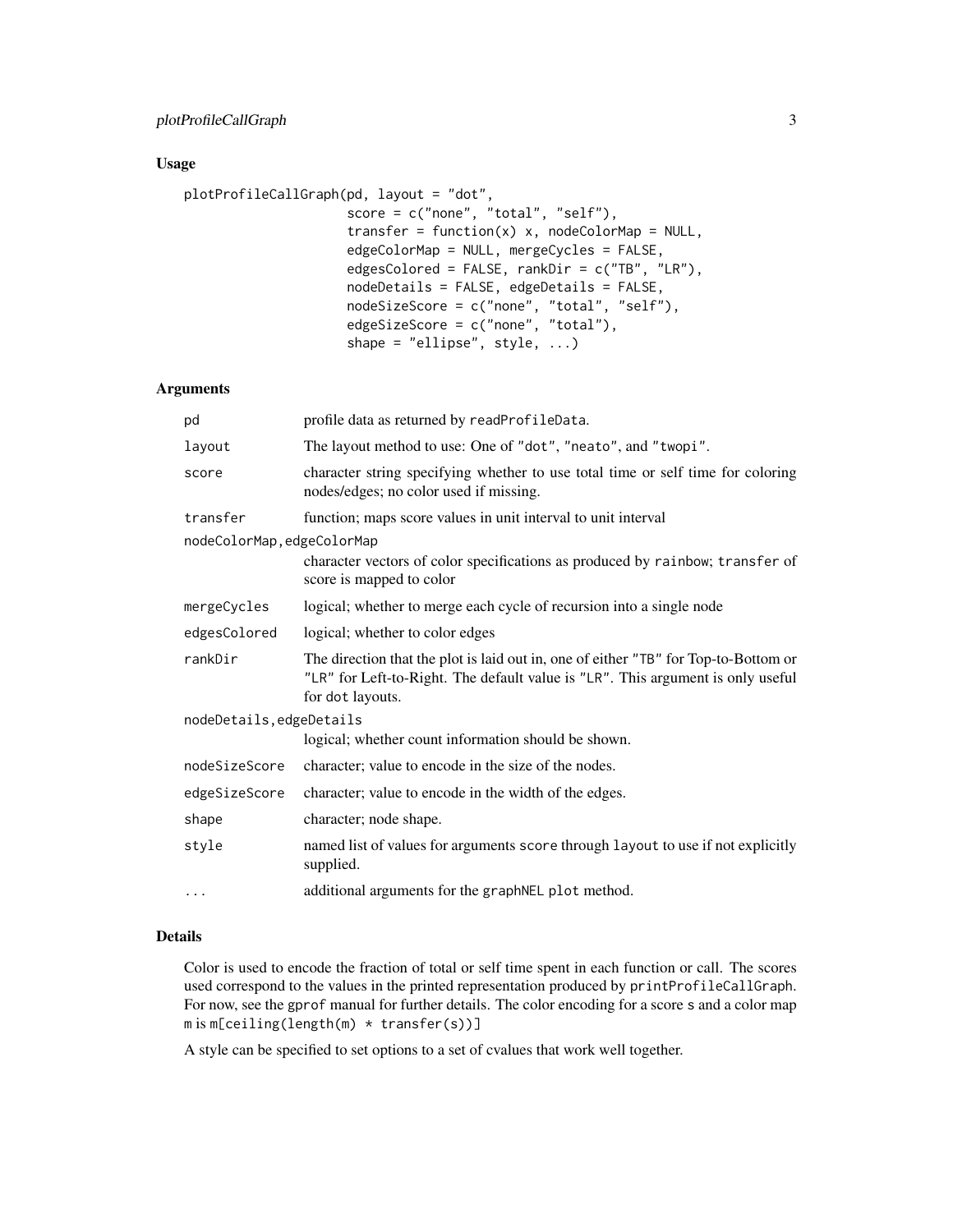## Usage

```
plotProfileCallGraph(pd, layout = "dot",
                     score = c("none", "total", "self"),
                     transfer = function(x) x, nodeColorMap = NULL,
                     edgeColorMap = NULL, mergeCycles = FALSE,
                     edgesColored = FALSE, rankDir = c("TB", "LR"),
                     nodeDetails = FALSE, edgeDetails = FALSE,
                     nodeSizeScore = c("none", "total", "self"),
                     edgeSizeScore = c("none", "total"),
                     shape = "ellipse", style, ...)
```

## Arguments

| Argument | Description |
|---|---|
| `pd` | profile data as returned by `readProfileData`. |
| `layout` | The layout method to use: One of `"dot"`, `"neato"`, and `"twopi"`. |
| `score` | character string specifying whether to use total time or self time for coloring nodes/edges; no color used if missing. |
| `transfer` | function; maps score values in unit interval to unit interval |
| `nodeColorMap,edgeColorMap` | character vectors of color specifications as produced by `rainbow`; `transfer` of score is mapped to color |
| `mergeCycles` | logical; whether to merge each cycle of recursion into a single node |
| `edgesColored` | logical; whether to color edges |
| `rankDir` | The direction that the plot is laid out in, one of either `"TB"` for Top-to-Bottom or `"LR"` for Left-to-Right. The default value is `"LR"`. This argument is only useful for `dot` layouts. |
| `nodeDetails,edgeDetails` | logical; whether count information should be shown. |
| `nodeSizeScore` | character; value to encode in the size of the nodes. |
| `edgeSizeScore` | character; value to encode in the width of the edges. |
| `shape` | character; node shape. |
| `style` | named list of values for arguments `score` through `layout` to use if not explicitly supplied. |
| `...` | additional arguments for the `graphNEL` `plot` method. |

## Details

Color is used to encode the fraction of total or self time spent in each function or call. The scores used correspond to the values in the printed representation produced by `printProfileCallGraph`. For now, see the `gprof` manual for further details. The color encoding for a score `s` and a color map `m` is `m[ceiling(length(m) * transfer(s))]`

A style can be specified to set options to a set of cvalues that work well together.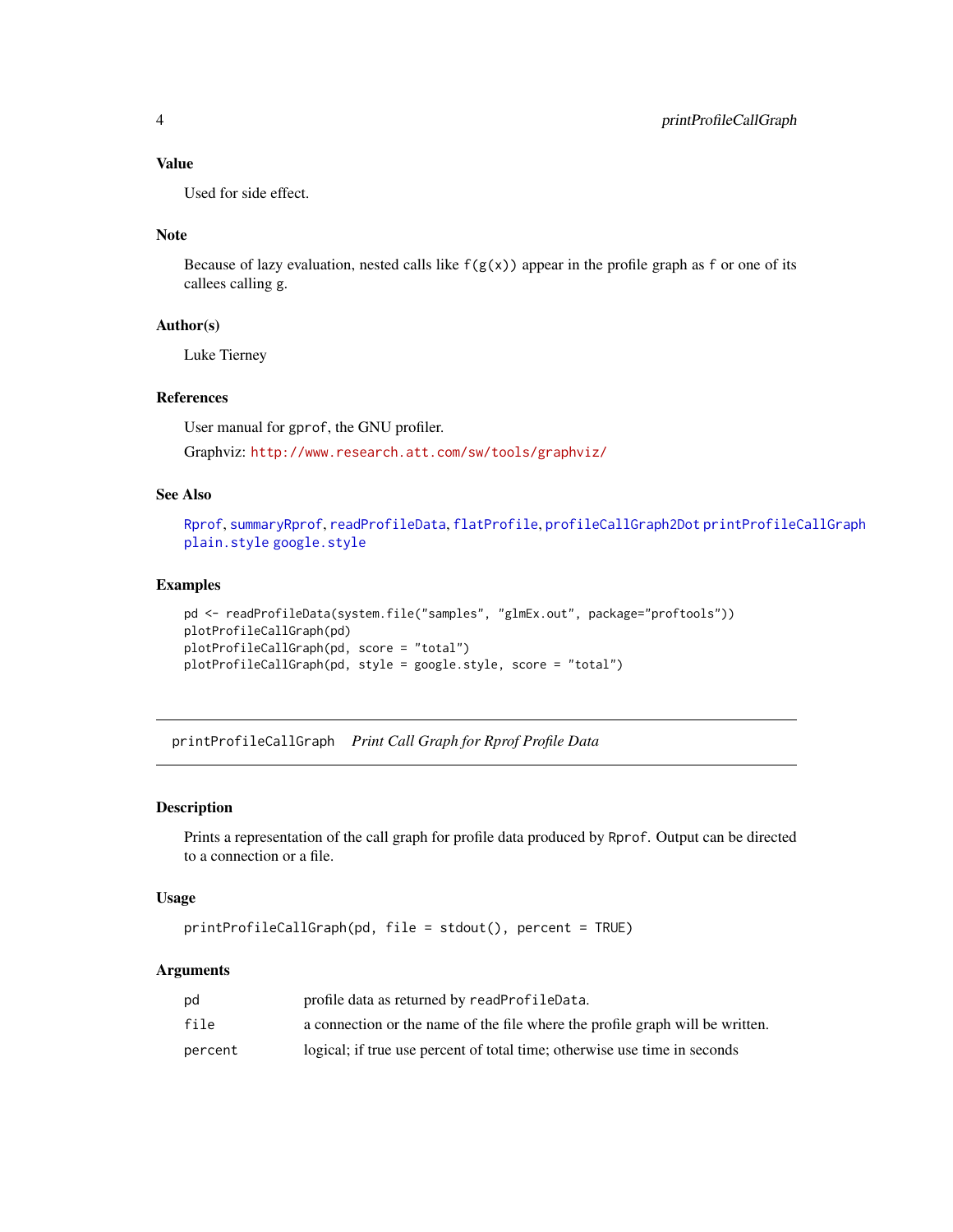### Value

Used for side effect.

### Note

Because of lazy evaluation, nested calls like `f(g(x))` appear in the profile graph as `f` or one of its callees calling `g`.

### Author(s)

Luke Tierney

### References

User manual for `gprof`, the GNU profiler.

Graphviz: `http://www.research.att.com/sw/tools/graphviz/`

### See Also

`Rprof`, `summaryRprof`, `readProfileData`, `flatProfile`, `profileCallGraph2Dot` `printProfileCallGraph` `plain.style` `google.style`

### Examples

```
pd <- readProfileData(system.file("samples", "glmEx.out", package="proftools"))
plotProfileCallGraph(pd)
plotProfileCallGraph(pd, score = "total")
plotProfileCallGraph(pd, style = google.style, score = "total")
```

---

## printProfileCallGraph *Print Call Graph for Rprof Profile Data*

---

### Description

Prints a representation of the call graph for profile data produced by `Rprof`. Output can be directed to a connection or a file.

### Usage

```
printProfileCallGraph(pd, file = stdout(), percent = TRUE)
```

### Arguments

| | |
|---|---|
| `pd` | profile data as returned by `readProfileData`. |
| `file` | a connection or the name of the file where the profile graph will be written. |
| `percent` | logical; if true use percent of total time; otherwise use time in seconds |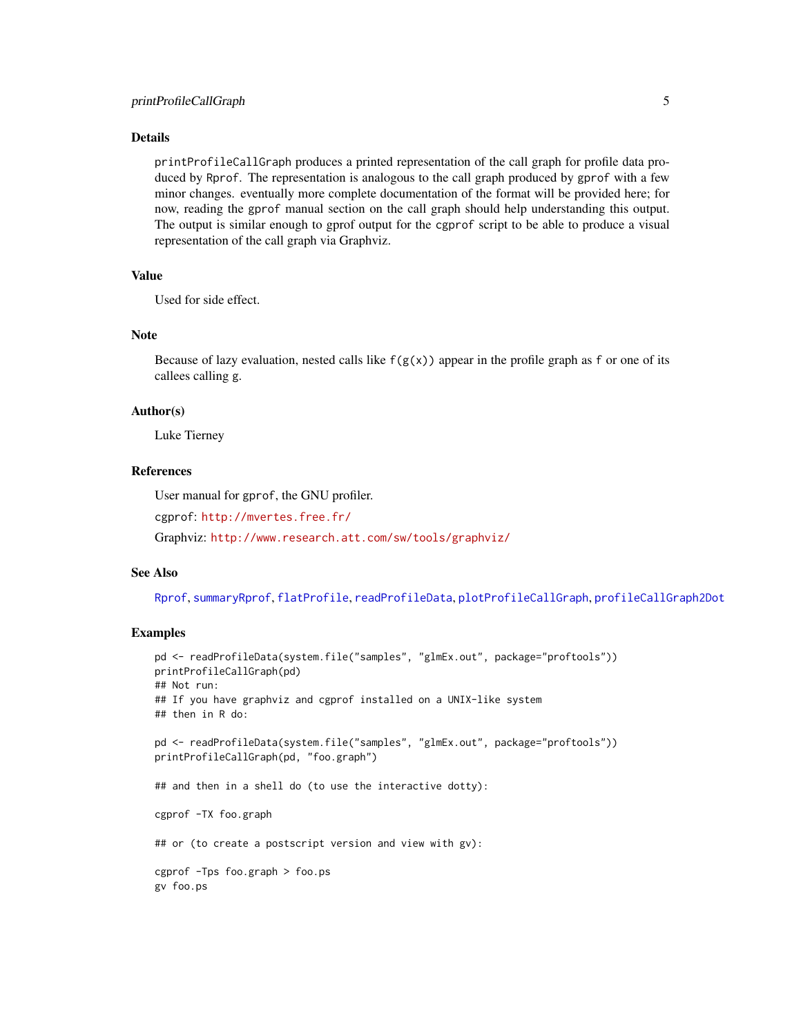## Details

`printProfileCallGraph` produces a printed representation of the call graph for profile data produced by `Rprof`. The representation is analogous to the call graph produced by `gprof` with a few minor changes. eventually more complete documentation of the format will be provided here; for now, reading the `gprof` manual section on the call graph should help understanding this output. The output is similar enough to gprof output for the `cgprof` script to be able to produce a visual representation of the call graph via Graphviz.

## Value

Used for side effect.

## Note

Because of lazy evaluation, nested calls like `f(g(x))` appear in the profile graph as `f` or one of its callees calling `g`.

## Author(s)

Luke Tierney

## References

User manual for `gprof`, the GNU profiler.

`cgprof`: http://mvertes.free.fr/

Graphviz: http://www.research.att.com/sw/tools/graphviz/

## See Also

`Rprof`, `summaryRprof`, `flatProfile`, `readProfileData`, `plotProfileCallGraph`, `profileCallGraph2Dot`

## Examples

```
pd <- readProfileData(system.file("samples", "glmEx.out", package="proftools"))
printProfileCallGraph(pd)
## Not run:
## If you have graphviz and cgprof installed on a UNIX-like system
## then in R do:

pd <- readProfileData(system.file("samples", "glmEx.out", package="proftools"))
printProfileCallGraph(pd, "foo.graph")

## and then in a shell do (to use the interactive dotty):

cgprof -TX foo.graph

## or (to create a postscript version and view with gv):

cgprof -Tps foo.graph > foo.ps
gv foo.ps
```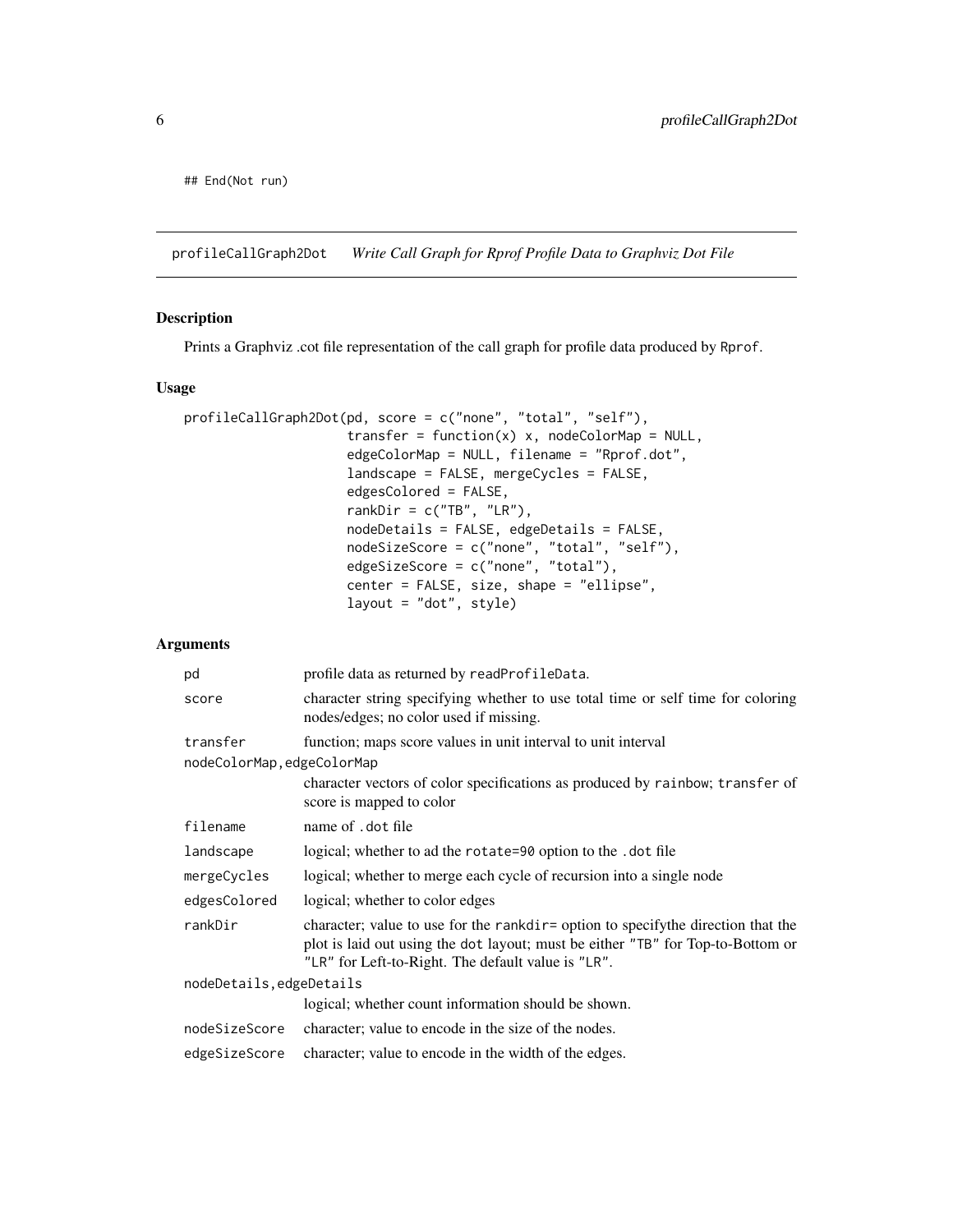```
## End(Not run)
```

---

profileCallGraph2Dot *Write Call Graph for Rprof Profile Data to Graphviz Dot File*

---

## Description

Prints a Graphviz .cot file representation of the call graph for profile data produced by Rprof.

## Usage

```
profileCallGraph2Dot(pd, score = c("none", "total", "self"),
                     transfer = function(x) x, nodeColorMap = NULL,
                     edgeColorMap = NULL, filename = "Rprof.dot",
                     landscape = FALSE, mergeCycles = FALSE,
                     edgesColored = FALSE,
                     rankDir = c("TB", "LR"),
                     nodeDetails = FALSE, edgeDetails = FALSE,
                     nodeSizeScore = c("none", "total", "self"),
                     edgeSizeScore = c("none", "total"),
                     center = FALSE, size, shape = "ellipse",
                     layout = "dot", style)
```

## Arguments

| | |
|---|---|
| pd | profile data as returned by readProfileData. |
| score | character string specifying whether to use total time or self time for coloring nodes/edges; no color used if missing. |
| transfer | function; maps score values in unit interval to unit interval |
| nodeColorMap,edgeColorMap | character vectors of color specifications as produced by rainbow; transfer of score is mapped to color |
| filename | name of .dot file |
| landscape | logical; whether to ad the rotate=90 option to the .dot file |
| mergeCycles | logical; whether to merge each cycle of recursion into a single node |
| edgesColored | logical; whether to color edges |
| rankDir | character; value to use for the rankdir= option to specifythe direction that the plot is laid out using the dot layout; must be either "TB" for Top-to-Bottom or "LR" for Left-to-Right. The default value is "LR". |
| nodeDetails,edgeDetails | logical; whether count information should be shown. |
| nodeSizeScore | character; value to encode in the size of the nodes. |
| edgeSizeScore | character; value to encode in the width of the edges. |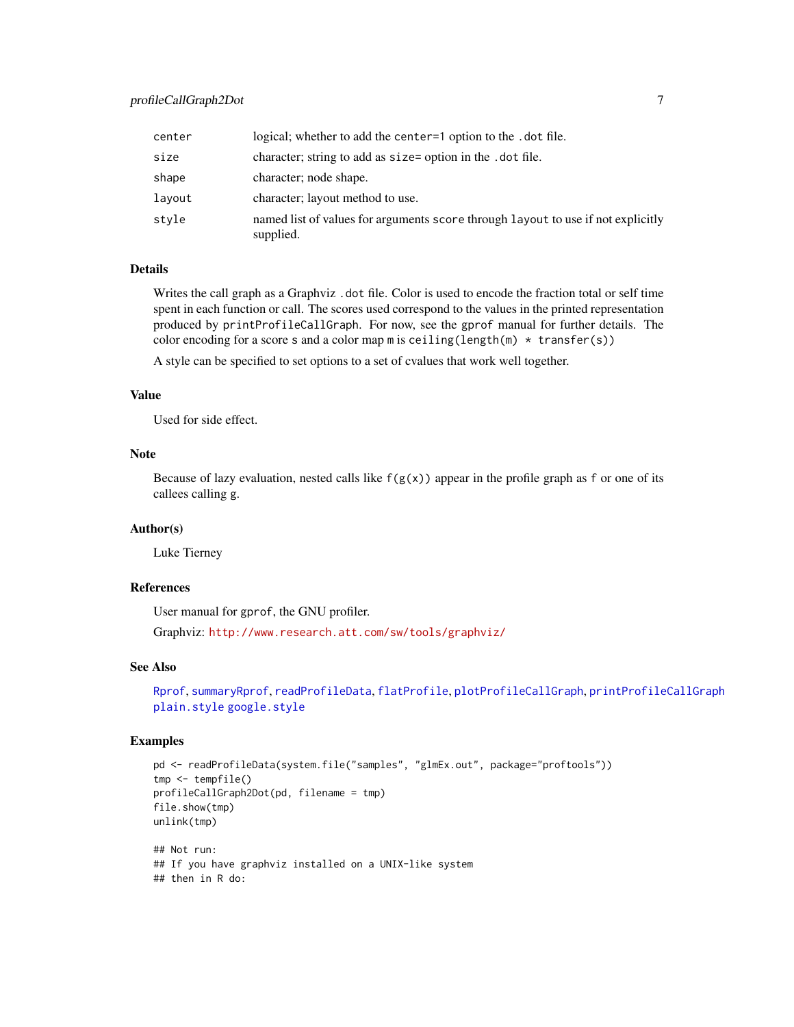| | |
|---|---|
| `center` | logical; whether to add the `center=1` option to the `.dot` file. |
| `size` | character; string to add as `size=` option in the `.dot` file. |
| `shape` | character; node shape. |
| `layout` | character; layout method to use. |
| `style` | named list of values for arguments `score` through `layout` to use if not explicitly supplied. |

### Details

Writes the call graph as a Graphviz `.dot` file. Color is used to encode the fraction total or self time spent in each function or call. The scores used correspond to the values in the printed representation produced by `printProfileCallGraph`. For now, see the `gprof` manual for further details. The color encoding for a score `s` and a color map `m` is `ceiling(length(m) * transfer(s))`

A style can be specified to set options to a set of cvalues that work well together.

### Value

Used for side effect.

### Note

Because of lazy evaluation, nested calls like `f(g(x))` appear in the profile graph as `f` or one of its callees calling `g`.

### Author(s)

Luke Tierney

### References

User manual for `gprof`, the GNU profiler.

Graphviz: http://www.research.att.com/sw/tools/graphviz/

### See Also

`Rprof`, `summaryRprof`, `readProfileData`, `flatProfile`, `plotProfileCallGraph`, `printProfileCallGraph` `plain.style` `google.style`

### Examples

```
pd <- readProfileData(system.file("samples", "glmEx.out", package="proftools"))
tmp <- tempfile()
profileCallGraph2Dot(pd, filename = tmp)
file.show(tmp)
unlink(tmp)

## Not run:
## If you have graphviz installed on a UNIX-like system
## then in R do:
```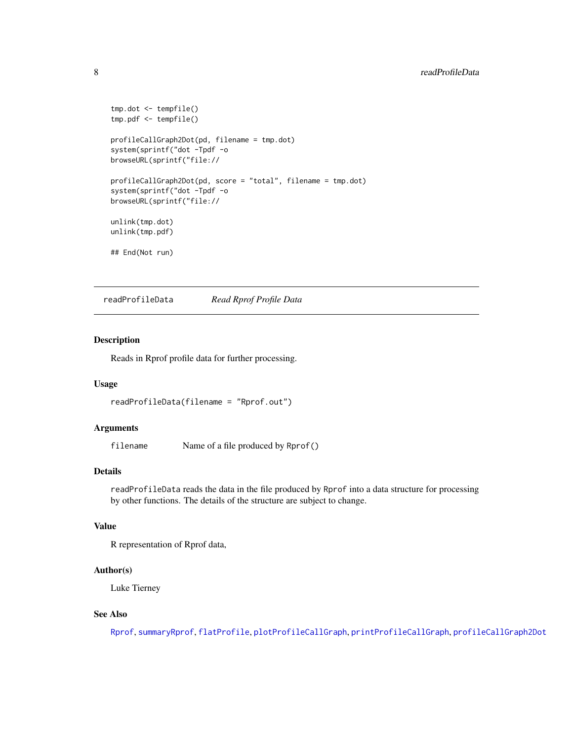```
tmp.dot <- tempfile()
tmp.pdf <- tempfile()

profileCallGraph2Dot(pd, filename = tmp.dot)
system(sprintf("dot -Tpdf -o
browseURL(sprintf("file://

profileCallGraph2Dot(pd, score = "total", filename = tmp.dot)
system(sprintf("dot -Tpdf -o
browseURL(sprintf("file://

unlink(tmp.dot)
unlink(tmp.pdf)

## End(Not run)
```

---

## readProfileData — *Read Rprof Profile Data*

---

### Description

Reads in Rprof profile data for further processing.

### Usage

```
readProfileData(filename = "Rprof.out")
```

### Arguments

`filename` Name of a file produced by `Rprof()`

### Details

`readProfileData` reads the data in the file produced by `Rprof` into a data structure for processing by other functions. The details of the structure are subject to change.

### Value

R representation of Rprof data,

### Author(s)

Luke Tierney

### See Also

`Rprof`, `summaryRprof`, `flatProfile`, `plotProfileCallGraph`, `printProfileCallGraph`, `profileCallGraph2Dot`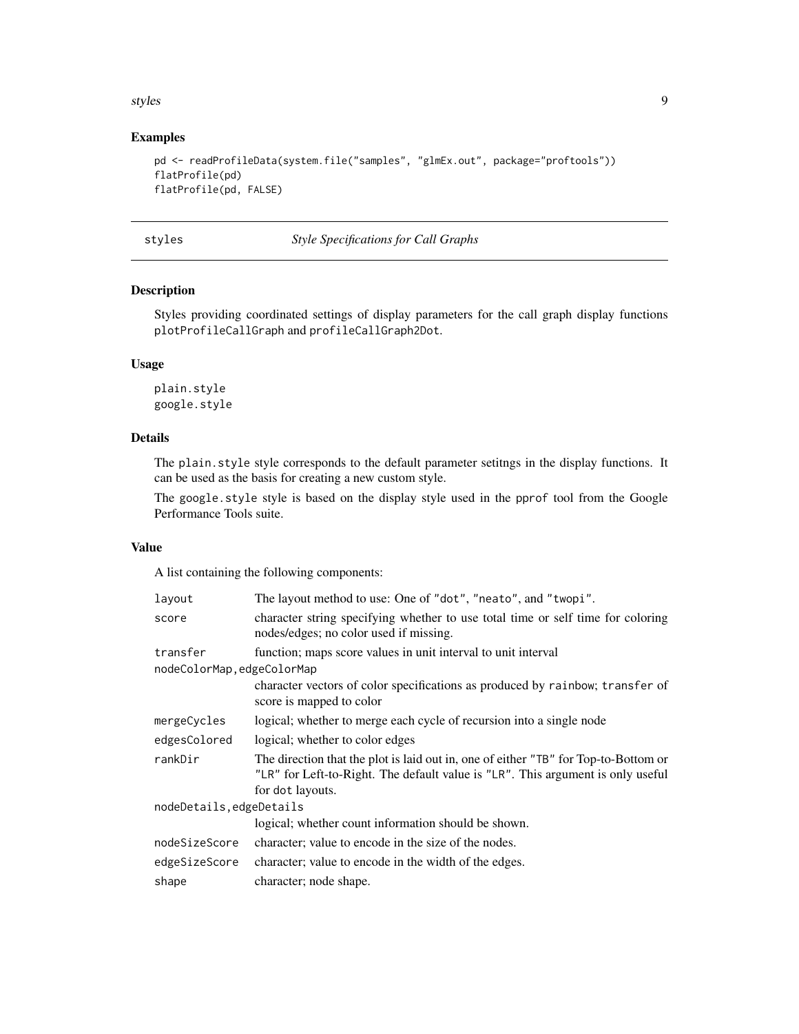## Examples

```
pd <- readProfileData(system.file("samples", "glmEx.out", package="proftools"))
flatProfile(pd)
flatProfile(pd, FALSE)
```

---

# styles — *Style Specifications for Call Graphs*

## Description

Styles providing coordinated settings of display parameters for the call graph display functions `plotProfileCallGraph` and `profileCallGraph2Dot`.

## Usage

```
plain.style
google.style
```

## Details

The `plain.style` style corresponds to the default parameter setitngs in the display functions. It can be used as the basis for creating a new custom style.

The `google.style` style is based on the display style used in the `pprof` tool from the Google Performance Tools suite.

## Value

A list containing the following components:

| | |
|---|---|
| `layout` | The layout method to use: One of `"dot"`, `"neato"`, and `"twopi"`. |
| `score` | character string specifying whether to use total time or self time for coloring nodes/edges; no color used if missing. |
| `transfer` | function; maps score values in unit interval to unit interval |
| `nodeColorMap,edgeColorMap` | character vectors of color specifications as produced by `rainbow`; `transfer` of score is mapped to color |
| `mergeCycles` | logical; whether to merge each cycle of recursion into a single node |
| `edgesColored` | logical; whether to color edges |
| `rankDir` | The direction that the plot is laid out in, one of either `"TB"` for Top-to-Bottom or `"LR"` for Left-to-Right. The default value is `"LR"`. This argument is only useful for `dot` layouts. |
| `nodeDetails,edgeDetails` | logical; whether count information should be shown. |
| `nodeSizeScore` | character; value to encode in the size of the nodes. |
| `edgeSizeScore` | character; value to encode in the width of the edges. |
| `shape` | character; node shape. |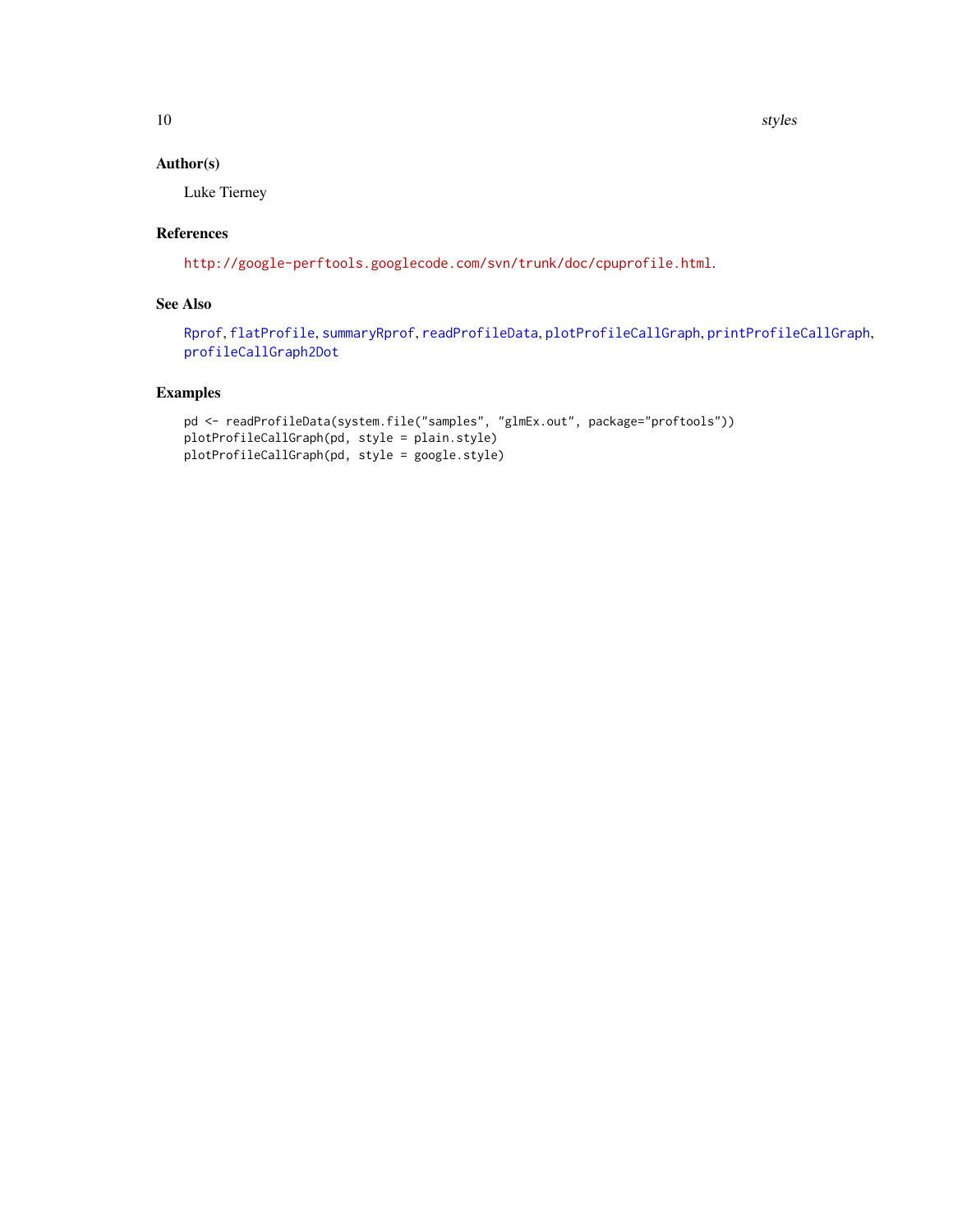## Author(s)

Luke Tierney

## References

http://google-perftools.googlecode.com/svn/trunk/doc/cpuprofile.html.

## See Also

Rprof, flatProfile, summaryRprof, readProfileData, plotProfileCallGraph, printProfileCallGraph, profileCallGraph2Dot

## Examples

```
pd <- readProfileData(system.file("samples", "glmEx.out", package="proftools"))
plotProfileCallGraph(pd, style = plain.style)
plotProfileCallGraph(pd, style = google.style)
```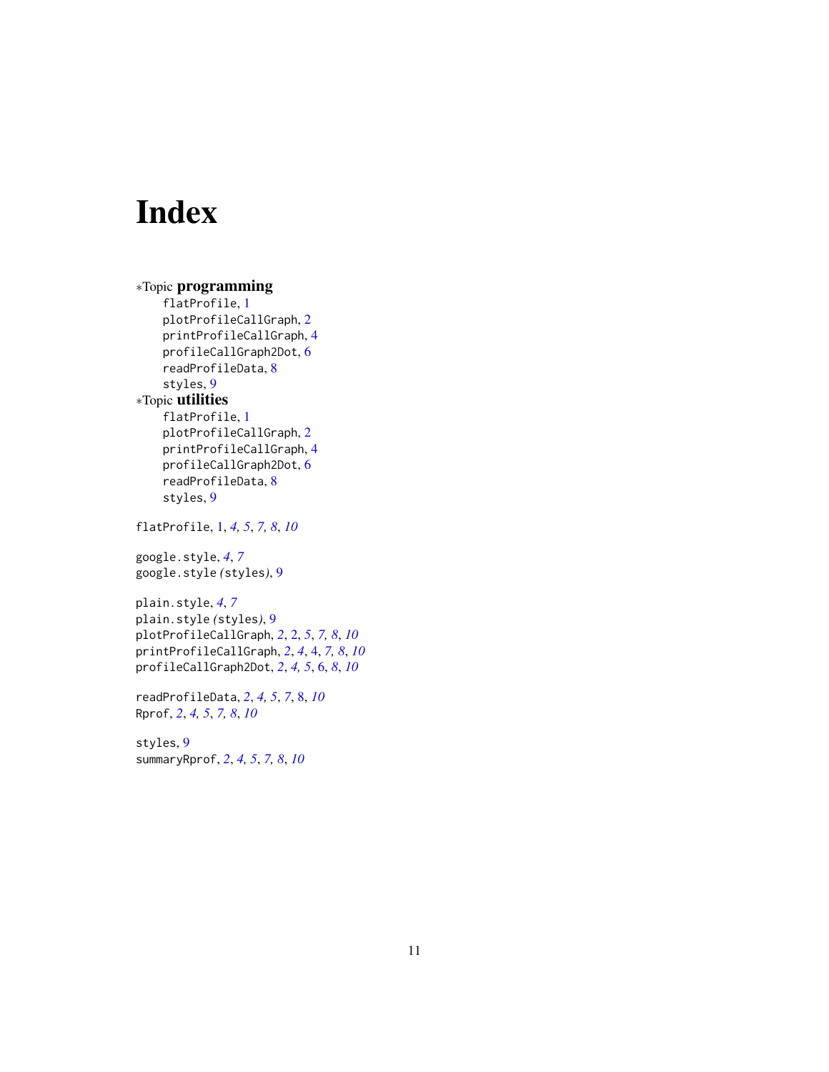# Index

∗Topic **programming**

- flatProfile, 1
- plotProfileCallGraph, 2
- printProfileCallGraph, 4
- profileCallGraph2Dot, 6
- readProfileData, 8
- styles, 9

∗Topic **utilities**

- flatProfile, 1
- plotProfileCallGraph, 2
- printProfileCallGraph, 4
- profileCallGraph2Dot, 6
- readProfileData, 8
- styles, 9

flatProfile, 1, *4, 5*, *7, 8*, *10*

google.style, *4*, *7*
google.style *(*styles*)*, 9

plain.style, *4*, *7*
plain.style *(*styles*)*, 9
plotProfileCallGraph, *2*, 2, *5*, *7, 8*, *10*
printProfileCallGraph, *2*, *4*, 4, *7, 8*, *10*
profileCallGraph2Dot, *2*, *4, 5*, 6, *8*, *10*

readProfileData, *2*, *4, 5*, *7*, 8, *10*
Rprof, *2*, *4, 5*, *7, 8*, *10*

styles, 9
summaryRprof, *2*, *4, 5*, *7, 8*, *10*